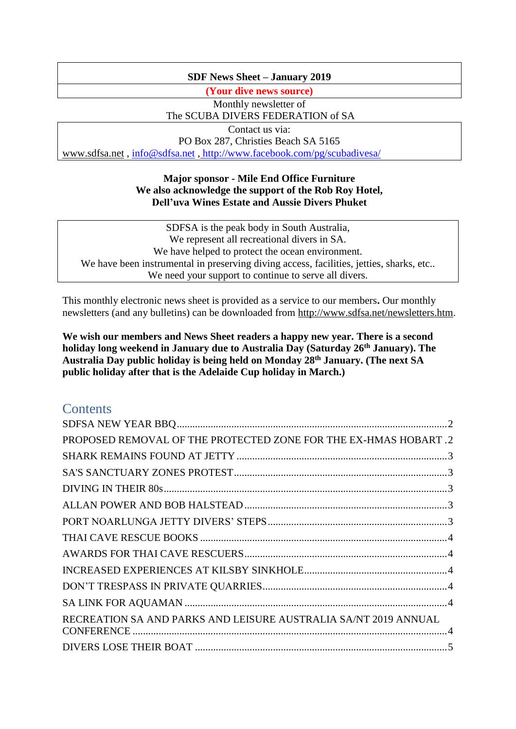**SDF News Sheet – January 2019**

**(Your dive news source)**

Monthly newsletter of
The SCUBA DIVERS FEDERATION of SA

Contact us via:
PO Box 287, Christies Beach SA 5165
www.sdfsa.net , info@sdfsa.net , http://www.facebook.com/pg/scubadivesa/

**Major sponsor - Mile End Office Furniture**
**We also acknowledge the support of the Rob Roy Hotel,**
**Dell'uva Wines Estate and Aussie Divers Phuket**

SDFSA is the peak body in South Australia,
We represent all recreational divers in SA.
We have helped to protect the ocean environment.
We have been instrumental in preserving diving access, facilities, jetties, sharks, etc..
We need your support to continue to serve all divers.

This monthly electronic news sheet is provided as a service to our members**.** Our monthly newsletters (and any bulletins) can be downloaded from http://www.sdfsa.net/newsletters.htm.

**We wish our members and News Sheet readers a happy new year. There is a second holiday long weekend in January due to Australia Day (Saturday 26th January). The Australia Day public holiday is being held on Monday 28th January. (The next SA public holiday after that is the Adelaide Cup holiday in March.)**

## Contents

- SDFSA NEW YEAR BBQ ....... 2
- PROPOSED REMOVAL OF THE PROTECTED ZONE FOR THE EX-HMAS HOBART . 2
- SHARK REMAINS FOUND AT JETTY ....... 3
- SA'S SANCTUARY ZONES PROTEST ....... 3
- DIVING IN THEIR 80s ....... 3
- ALLAN POWER AND BOB HALSTEAD ....... 3
- PORT NOARLUNGA JETTY DIVERS' STEPS ....... 3
- THAI CAVE RESCUE BOOKS ....... 4
- AWARDS FOR THAI CAVE RESCUERS ....... 4
- INCREASED EXPERIENCES AT KILSBY SINKHOLE ....... 4
- DON'T TRESPASS IN PRIVATE QUARRIES ....... 4
- SA LINK FOR AQUAMAN ....... 4
- RECREATION SA AND PARKS AND LEISURE AUSTRALIA SA/NT 2019 ANNUAL CONFERENCE ....... 4
- DIVERS LOSE THEIR BOAT ....... 5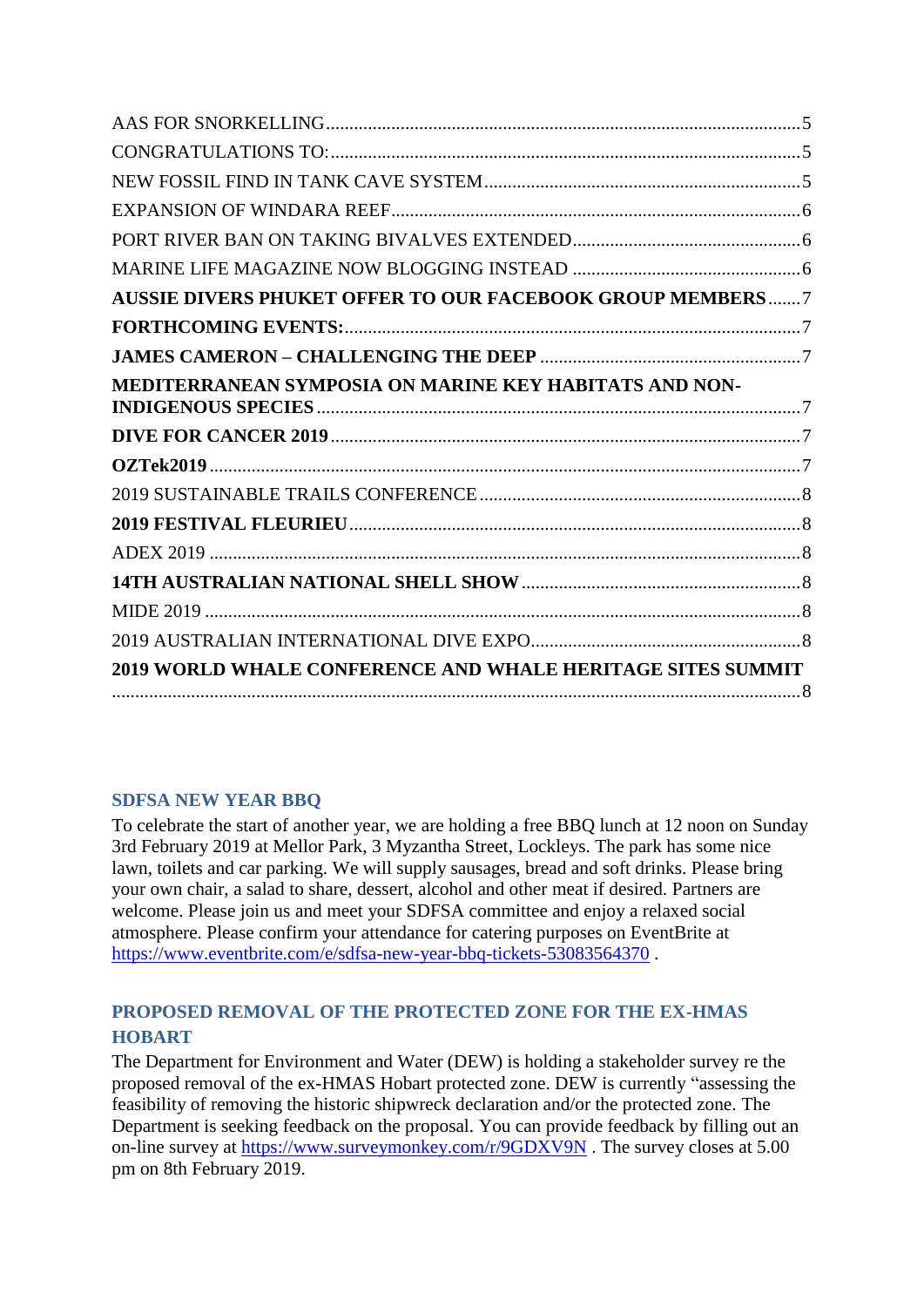AAS FOR SNORKELLING ..... 5
CONGRATULATIONS TO: ..... 5
NEW FOSSIL FIND IN TANK CAVE SYSTEM ..... 5
EXPANSION OF WINDARA REEF ..... 6
PORT RIVER BAN ON TAKING BIVALVES EXTENDED ..... 6
MARINE LIFE MAGAZINE NOW BLOGGING INSTEAD ..... 6
**AUSSIE DIVERS PHUKET OFFER TO OUR FACEBOOK GROUP MEMBERS** ..... 7
**FORTHCOMING EVENTS:** ..... 7
**JAMES CAMERON – CHALLENGING THE DEEP** ..... 7
**MEDITERRANEAN SYMPOSIA ON MARINE KEY HABITATS AND NON-INDIGENOUS SPECIES** ..... 7
**DIVE FOR CANCER 2019** ..... 7
**OZTek2019** ..... 7
2019 SUSTAINABLE TRAILS CONFERENCE ..... 8
**2019 FESTIVAL FLEURIEU** ..... 8
ADEX 2019 ..... 8
**14TH AUSTRALIAN NATIONAL SHELL SHOW** ..... 8
MIDE 2019 ..... 8
2019 AUSTRALIAN INTERNATIONAL DIVE EXPO ..... 8
**2019 WORLD WHALE CONFERENCE AND WHALE HERITAGE SITES SUMMIT** ..... 8

## SDFSA NEW YEAR BBQ

To celebrate the start of another year, we are holding a free BBQ lunch at 12 noon on Sunday 3rd February 2019 at Mellor Park, 3 Myzantha Street, Lockleys. The park has some nice lawn, toilets and car parking. We will supply sausages, bread and soft drinks. Please bring your own chair, a salad to share, dessert, alcohol and other meat if desired. Partners are welcome. Please join us and meet your SDFSA committee and enjoy a relaxed social atmosphere. Please confirm your attendance for catering purposes on EventBrite at https://www.eventbrite.com/e/sdfsa-new-year-bbq-tickets-53083564370 .

## PROPOSED REMOVAL OF THE PROTECTED ZONE FOR THE EX-HMAS HOBART

The Department for Environment and Water (DEW) is holding a stakeholder survey re the proposed removal of the ex-HMAS Hobart protected zone. DEW is currently "assessing the feasibility of removing the historic shipwreck declaration and/or the protected zone. The Department is seeking feedback on the proposal. You can provide feedback by filling out an on-line survey at https://www.surveymonkey.com/r/9GDXV9N . The survey closes at 5.00 pm on 8th February 2019.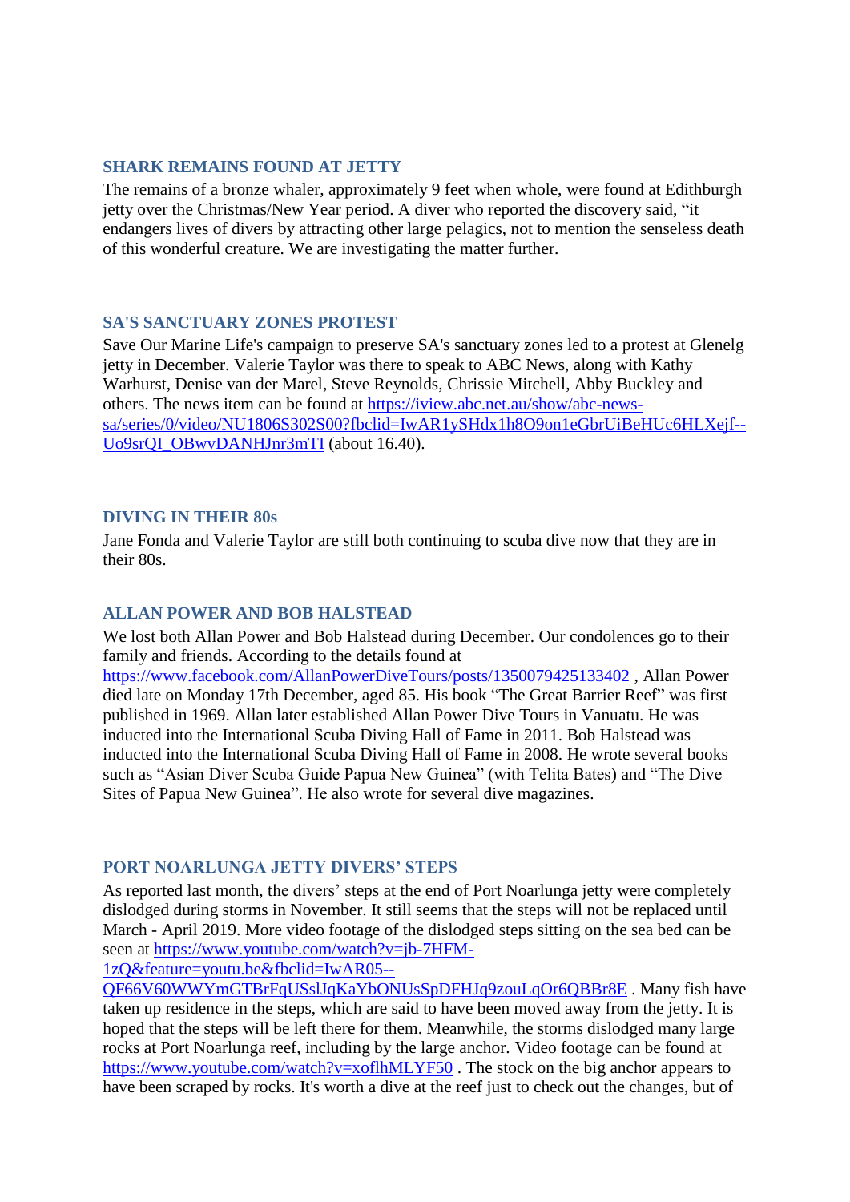## SHARK REMAINS FOUND AT JETTY

The remains of a bronze whaler, approximately 9 feet when whole, were found at Edithburgh jetty over the Christmas/New Year period. A diver who reported the discovery said, "it endangers lives of divers by attracting other large pelagics, not to mention the senseless death of this wonderful creature. We are investigating the matter further.

## SA'S SANCTUARY ZONES PROTEST

Save Our Marine Life's campaign to preserve SA's sanctuary zones led to a protest at Glenelg jetty in December. Valerie Taylor was there to speak to ABC News, along with Kathy Warhurst, Denise van der Marel, Steve Reynolds, Chrissie Mitchell, Abby Buckley and others. The news item can be found at [https://iview.abc.net.au/show/abc-news-sa/series/0/video/NU1806S302S00?fbclid=IwAR1ySHdx1h8O9on1eGbrUiBeHUc6HLXejf--Uo9srQI_OBwvDANHJnr3mTI](https://iview.abc.net.au/show/abc-news-sa/series/0/video/NU1806S302S00?fbclid=IwAR1ySHdx1h8O9on1eGbrUiBeHUc6HLXejf--Uo9srQI_OBwvDANHJnr3mTI) (about 16.40).

## DIVING IN THEIR 80s

Jane Fonda and Valerie Taylor are still both continuing to scuba dive now that they are in their 80s.

## ALLAN POWER AND BOB HALSTEAD

We lost both Allan Power and Bob Halstead during December. Our condolences go to their family and friends. According to the details found at [https://www.facebook.com/AllanPowerDiveTours/posts/1350079425133402](https://www.facebook.com/AllanPowerDiveTours/posts/1350079425133402) , Allan Power died late on Monday 17th December, aged 85. His book "The Great Barrier Reef" was first published in 1969. Allan later established Allan Power Dive Tours in Vanuatu. He was inducted into the International Scuba Diving Hall of Fame in 2011. Bob Halstead was inducted into the International Scuba Diving Hall of Fame in 2008. He wrote several books such as "Asian Diver Scuba Guide Papua New Guinea" (with Telita Bates) and "The Dive Sites of Papua New Guinea". He also wrote for several dive magazines.

## PORT NOARLUNGA JETTY DIVERS' STEPS

As reported last month, the divers' steps at the end of Port Noarlunga jetty were completely dislodged during storms in November. It still seems that the steps will not be replaced until March - April 2019. More video footage of the dislodged steps sitting on the sea bed can be seen at [https://www.youtube.com/watch?v=jb-7HFM-1zQ&feature=youtu.be&fbclid=IwAR05--QF66V60WWYmGTBrFqUSslJqKaYbONUsSpDFHJq9zouLqOr6QBBr8E](https://www.youtube.com/watch?v=jb-7HFM-1zQ&feature=youtu.be&fbclid=IwAR05--QF66V60WWYmGTBrFqUSslJqKaYbONUsSpDFHJq9zouLqOr6QBBr8E) . Many fish have taken up residence in the steps, which are said to have been moved away from the jetty. It is hoped that the steps will be left there for them. Meanwhile, the storms dislodged many large rocks at Port Noarlunga reef, including by the large anchor. Video footage can be found at [https://www.youtube.com/watch?v=xoflhMLYF50](https://www.youtube.com/watch?v=xoflhMLYF50) . The stock on the big anchor appears to have been scraped by rocks. It's worth a dive at the reef just to check out the changes, but of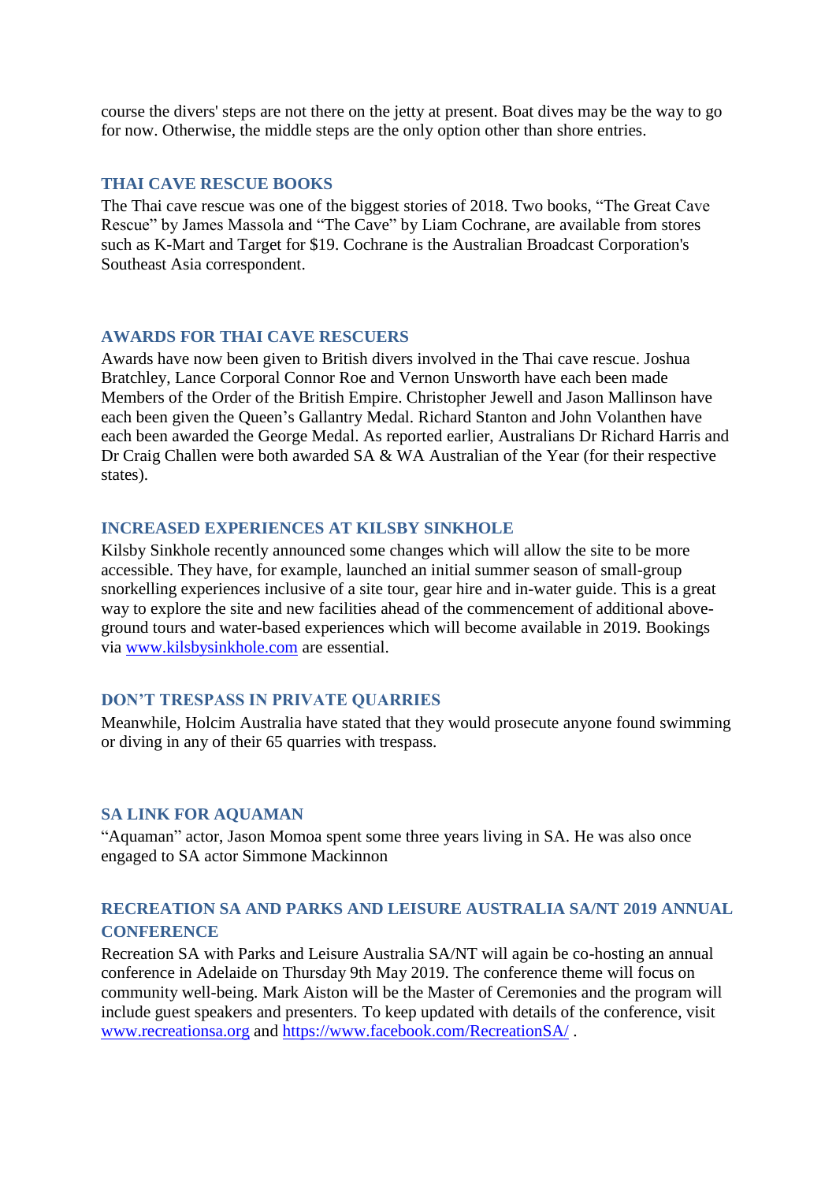course the divers' steps are not there on the jetty at present. Boat dives may be the way to go for now. Otherwise, the middle steps are the only option other than shore entries.

## THAI CAVE RESCUE BOOKS

The Thai cave rescue was one of the biggest stories of 2018. Two books, "The Great Cave Rescue" by James Massola and "The Cave" by Liam Cochrane, are available from stores such as K-Mart and Target for $19. Cochrane is the Australian Broadcast Corporation's Southeast Asia correspondent.

## AWARDS FOR THAI CAVE RESCUERS

Awards have now been given to British divers involved in the Thai cave rescue. Joshua Bratchley, Lance Corporal Connor Roe and Vernon Unsworth have each been made Members of the Order of the British Empire. Christopher Jewell and Jason Mallinson have each been given the Queen's Gallantry Medal. Richard Stanton and John Volanthen have each been awarded the George Medal. As reported earlier, Australians Dr Richard Harris and Dr Craig Challen were both awarded SA & WA Australian of the Year (for their respective states).

## INCREASED EXPERIENCES AT KILSBY SINKHOLE

Kilsby Sinkhole recently announced some changes which will allow the site to be more accessible. They have, for example, launched an initial summer season of small-group snorkelling experiences inclusive of a site tour, gear hire and in-water guide. This is a great way to explore the site and new facilities ahead of the commencement of additional above-ground tours and water-based experiences which will become available in 2019. Bookings via [www.kilsbysinkhole.com](http://www.kilsbysinkhole.com) are essential.

## DON'T TRESPASS IN PRIVATE QUARRIES

Meanwhile, Holcim Australia have stated that they would prosecute anyone found swimming or diving in any of their 65 quarries with trespass.

## SA LINK FOR AQUAMAN

"Aquaman" actor, Jason Momoa spent some three years living in SA. He was also once engaged to SA actor Simmone Mackinnon

## RECREATION SA AND PARKS AND LEISURE AUSTRALIA SA/NT 2019 ANNUAL CONFERENCE

Recreation SA with Parks and Leisure Australia SA/NT will again be co-hosting an annual conference in Adelaide on Thursday 9th May 2019. The conference theme will focus on community well-being. Mark Aiston will be the Master of Ceremonies and the program will include guest speakers and presenters. To keep updated with details of the conference, visit [www.recreationsa.org](http://www.recreationsa.org) and [https://www.facebook.com/RecreationSA/](https://www.facebook.com/RecreationSA/) .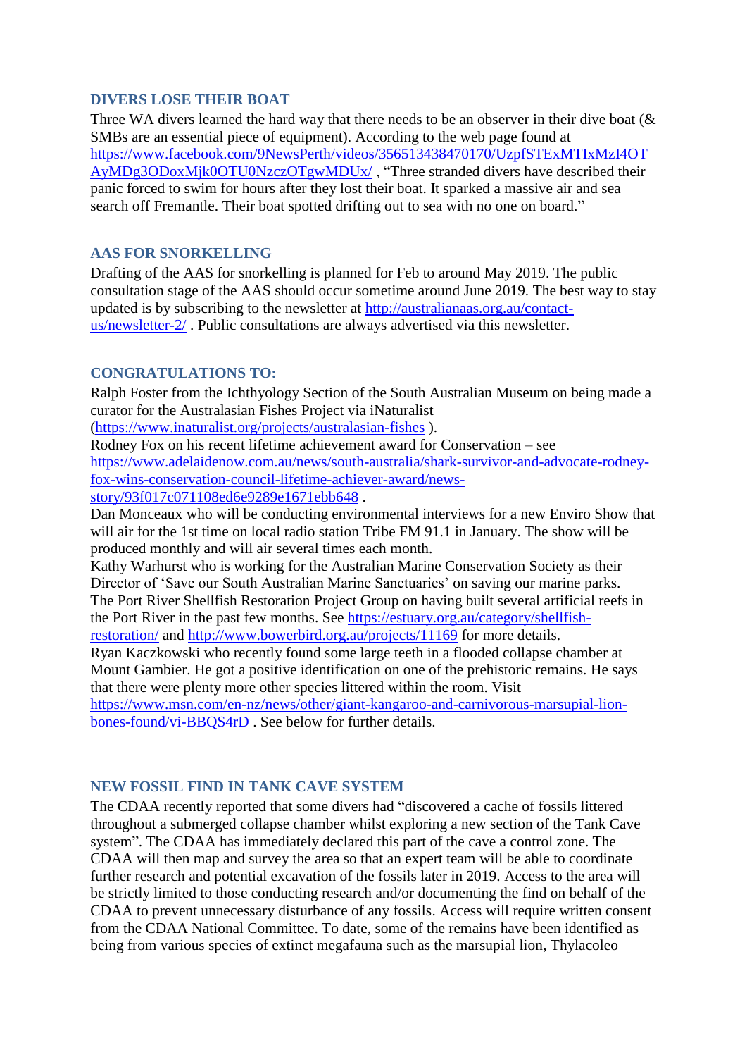## DIVERS LOSE THEIR BOAT

Three WA divers learned the hard way that there needs to be an observer in their dive boat (& SMBs are an essential piece of equipment). According to the web page found at https://www.facebook.com/9NewsPerth/videos/356513438470170/UzpfSTExMTIxMzI4OTAyMDg3ODoxMjk0OTU0NzczOTgwMDUx/ , "Three stranded divers have described their panic forced to swim for hours after they lost their boat. It sparked a massive air and sea search off Fremantle. Their boat spotted drifting out to sea with no one on board."

## AAS FOR SNORKELLING

Drafting of the AAS for snorkelling is planned for Feb to around May 2019. The public consultation stage of the AAS should occur sometime around June 2019. The best way to stay updated is by subscribing to the newsletter at http://australianaas.org.au/contact-us/newsletter-2/ . Public consultations are always advertised via this newsletter.

## CONGRATULATIONS TO:

Ralph Foster from the Ichthyology Section of the South Australian Museum on being made a curator for the Australasian Fishes Project via iNaturalist (https://www.inaturalist.org/projects/australasian-fishes ).
Rodney Fox on his recent lifetime achievement award for Conservation – see https://www.adelaidenow.com.au/news/south-australia/shark-survivor-and-advocate-rodney-fox-wins-conservation-council-lifetime-achiever-award/news-story/93f017c071108ed6e9289e1671ebb648 .
Dan Monceaux who will be conducting environmental interviews for a new Enviro Show that will air for the 1st time on local radio station Tribe FM 91.1 in January. The show will be produced monthly and will air several times each month.
Kathy Warhurst who is working for the Australian Marine Conservation Society as their Director of 'Save our South Australian Marine Sanctuaries' on saving our marine parks.
The Port River Shellfish Restoration Project Group on having built several artificial reefs in the Port River in the past few months. See https://estuary.org.au/category/shellfish-restoration/ and http://www.bowerbird.org.au/projects/11169 for more details.
Ryan Kaczkowski who recently found some large teeth in a flooded collapse chamber at Mount Gambier. He got a positive identification on one of the prehistoric remains. He says that there were plenty more other species littered within the room. Visit https://www.msn.com/en-nz/news/other/giant-kangaroo-and-carnivorous-marsupial-lion-bones-found/vi-BBQS4rD . See below for further details.

## NEW FOSSIL FIND IN TANK CAVE SYSTEM

The CDAA recently reported that some divers had "discovered a cache of fossils littered throughout a submerged collapse chamber whilst exploring a new section of the Tank Cave system". The CDAA has immediately declared this part of the cave a control zone. The CDAA will then map and survey the area so that an expert team will be able to coordinate further research and potential excavation of the fossils later in 2019. Access to the area will be strictly limited to those conducting research and/or documenting the find on behalf of the CDAA to prevent unnecessary disturbance of any fossils. Access will require written consent from the CDAA National Committee. To date, some of the remains have been identified as being from various species of extinct megafauna such as the marsupial lion, Thylacoleo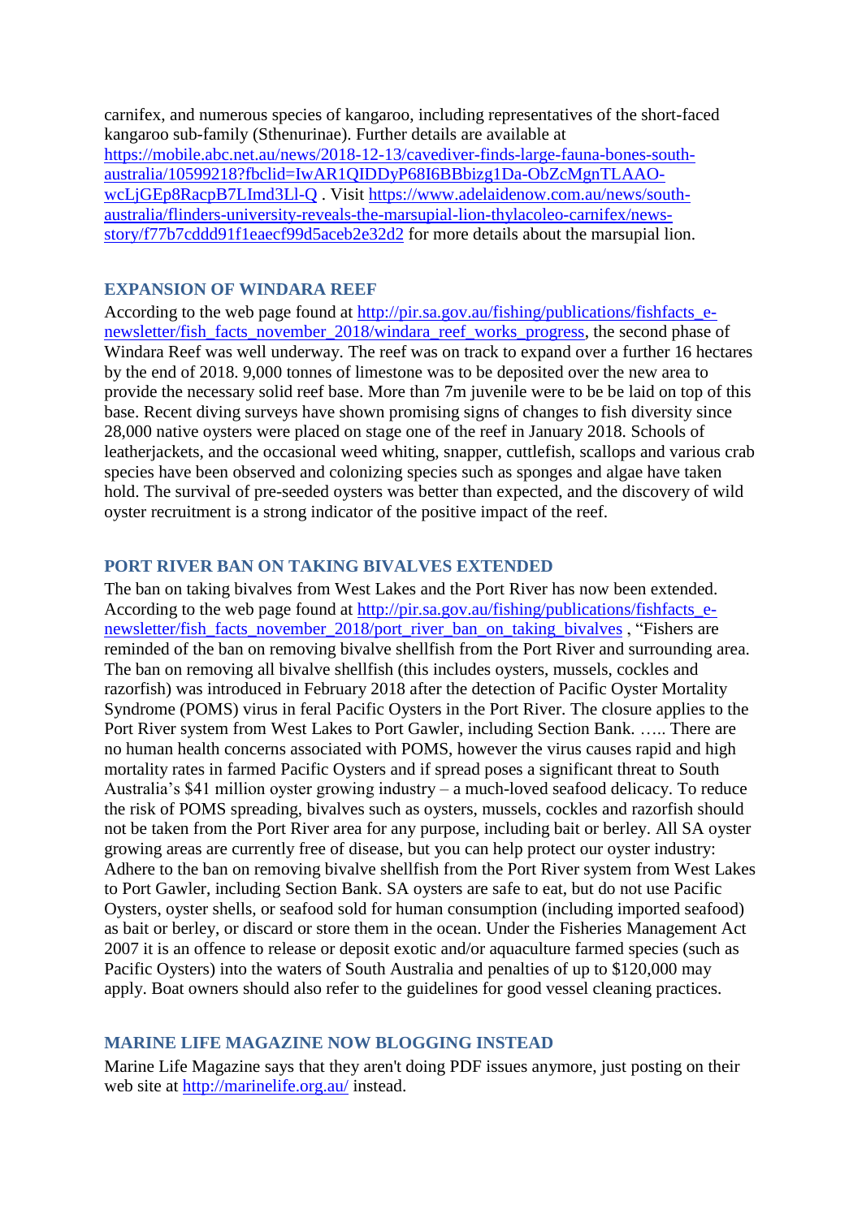carnifex, and numerous species of kangaroo, including representatives of the short-faced kangaroo sub-family (Sthenurinae). Further details are available at [https://mobile.abc.net.au/news/2018-12-13/cavediver-finds-large-fauna-bones-south-australia/10599218?fbclid=IwAR1QIDDyP68I6BBbizg1Da-ObZcMgnTLAAO-wcLjGEp8RacpB7LImd3Ll-Q](https://mobile.abc.net.au/news/2018-12-13/cavediver-finds-large-fauna-bones-south-australia/10599218?fbclid=IwAR1QIDDyP68I6BBbizg1Da-ObZcMgnTLAAO-wcLjGEp8RacpB7LImd3Ll-Q) . Visit [https://www.adelaidenow.com.au/news/south-australia/flinders-university-reveals-the-marsupial-lion-thylacoleo-carnifex/news-story/f77b7cddd91f1eaecf99d5aceb2e32d2](https://www.adelaidenow.com.au/news/south-australia/flinders-university-reveals-the-marsupial-lion-thylacoleo-carnifex/news-story/f77b7cddd91f1eaecf99d5aceb2e32d2) for more details about the marsupial lion.

## EXPANSION OF WINDARA REEF

According to the web page found at [http://pir.sa.gov.au/fishing/publications/fishfacts_e-newsletter/fish_facts_november_2018/windara_reef_works_progress](http://pir.sa.gov.au/fishing/publications/fishfacts_e-newsletter/fish_facts_november_2018/windara_reef_works_progress), the second phase of Windara Reef was well underway. The reef was on track to expand over a further 16 hectares by the end of 2018. 9,000 tonnes of limestone was to be deposited over the new area to provide the necessary solid reef base. More than 7m juvenile were to be be laid on top of this base. Recent diving surveys have shown promising signs of changes to fish diversity since 28,000 native oysters were placed on stage one of the reef in January 2018. Schools of leatherjackets, and the occasional weed whiting, snapper, cuttlefish, scallops and various crab species have been observed and colonizing species such as sponges and algae have taken hold. The survival of pre-seeded oysters was better than expected, and the discovery of wild oyster recruitment is a strong indicator of the positive impact of the reef.

## PORT RIVER BAN ON TAKING BIVALVES EXTENDED

The ban on taking bivalves from West Lakes and the Port River has now been extended. According to the web page found at [http://pir.sa.gov.au/fishing/publications/fishfacts_e-newsletter/fish_facts_november_2018/port_river_ban_on_taking_bivalves](http://pir.sa.gov.au/fishing/publications/fishfacts_e-newsletter/fish_facts_november_2018/port_river_ban_on_taking_bivalves) , "Fishers are reminded of the ban on removing bivalve shellfish from the Port River and surrounding area. The ban on removing all bivalve shellfish (this includes oysters, mussels, cockles and razorfish) was introduced in February 2018 after the detection of Pacific Oyster Mortality Syndrome (POMS) virus in feral Pacific Oysters in the Port River. The closure applies to the Port River system from West Lakes to Port Gawler, including Section Bank. ….. There are no human health concerns associated with POMS, however the virus causes rapid and high mortality rates in farmed Pacific Oysters and if spread poses a significant threat to South Australia's $41 million oyster growing industry – a much-loved seafood delicacy. To reduce the risk of POMS spreading, bivalves such as oysters, mussels, cockles and razorfish should not be taken from the Port River area for any purpose, including bait or berley. All SA oyster growing areas are currently free of disease, but you can help protect our oyster industry: Adhere to the ban on removing bivalve shellfish from the Port River system from West Lakes to Port Gawler, including Section Bank. SA oysters are safe to eat, but do not use Pacific Oysters, oyster shells, or seafood sold for human consumption (including imported seafood) as bait or berley, or discard or store them in the ocean. Under the Fisheries Management Act 2007 it is an offence to release or deposit exotic and/or aquaculture farmed species (such as Pacific Oysters) into the waters of South Australia and penalties of up to $120,000 may apply. Boat owners should also refer to the guidelines for good vessel cleaning practices.

## MARINE LIFE MAGAZINE NOW BLOGGING INSTEAD

Marine Life Magazine says that they aren't doing PDF issues anymore, just posting on their web site at [http://marinelife.org.au/](http://marinelife.org.au/) instead.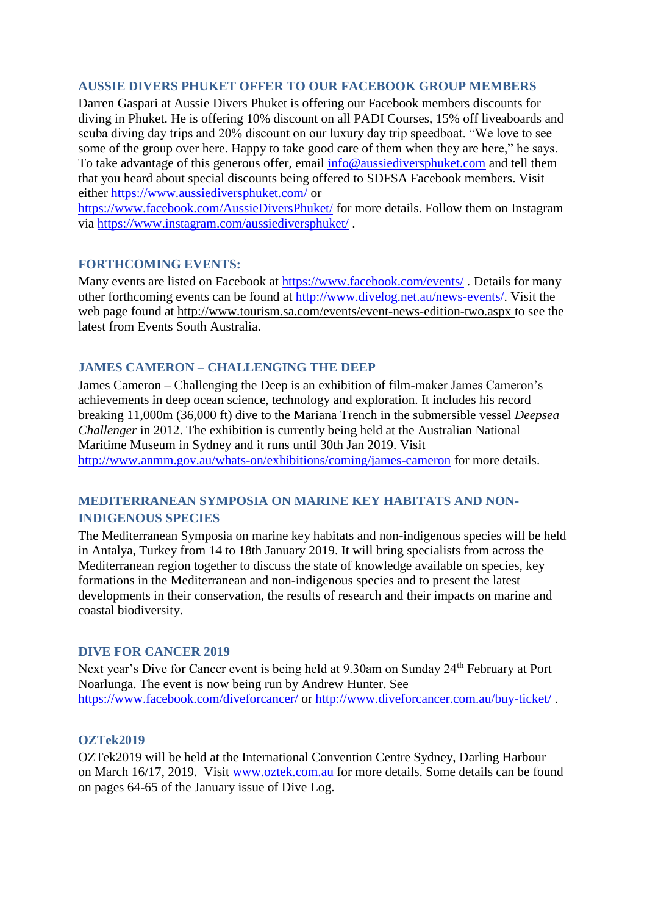## AUSSIE DIVERS PHUKET OFFER TO OUR FACEBOOK GROUP MEMBERS

Darren Gaspari at Aussie Divers Phuket is offering our Facebook members discounts for diving in Phuket. He is offering 10% discount on all PADI Courses, 15% off liveaboards and scuba diving day trips and 20% discount on our luxury day trip speedboat. “We love to see some of the group over here. Happy to take good care of them when they are here,” he says. To take advantage of this generous offer, email info@aussiediversphuket.com and tell them that you heard about special discounts being offered to SDFSA Facebook members. Visit either https://www.aussiediversphuket.com/ or https://www.facebook.com/AussieDiversPhuket/ for more details. Follow them on Instagram via https://www.instagram.com/aussiediversphuket/ .

## FORTHCOMING EVENTS:

Many events are listed on Facebook at https://www.facebook.com/events/ . Details for many other forthcoming events can be found at http://www.divelog.net.au/news-events/. Visit the web page found at http://www.tourism.sa.com/events/event-news-edition-two.aspx to see the latest from Events South Australia.

## JAMES CAMERON – CHALLENGING THE DEEP

James Cameron – Challenging the Deep is an exhibition of film-maker James Cameron’s achievements in deep ocean science, technology and exploration. It includes his record breaking 11,000m (36,000 ft) dive to the Mariana Trench in the submersible vessel *Deepsea Challenger* in 2012. The exhibition is currently being held at the Australian National Maritime Museum in Sydney and it runs until 30th Jan 2019. Visit http://www.anmm.gov.au/whats-on/exhibitions/coming/james-cameron for more details.

## MEDITERRANEAN SYMPOSIA ON MARINE KEY HABITATS AND NON-INDIGENOUS SPECIES

The Mediterranean Symposia on marine key habitats and non-indigenous species will be held in Antalya, Turkey from 14 to 18th January 2019. It will bring specialists from across the Mediterranean region together to discuss the state of knowledge available on species, key formations in the Mediterranean and non-indigenous species and to present the latest developments in their conservation, the results of research and their impacts on marine and coastal biodiversity.

## DIVE FOR CANCER 2019

Next year’s Dive for Cancer event is being held at 9.30am on Sunday 24th February at Port Noarlunga. The event is now being run by Andrew Hunter. See https://www.facebook.com/diveforcancer/ or http://www.diveforcancer.com.au/buy-ticket/ .

## OZTek2019

OZTek2019 will be held at the International Convention Centre Sydney, Darling Harbour on March 16/17, 2019. Visit www.oztek.com.au for more details. Some details can be found on pages 64-65 of the January issue of Dive Log.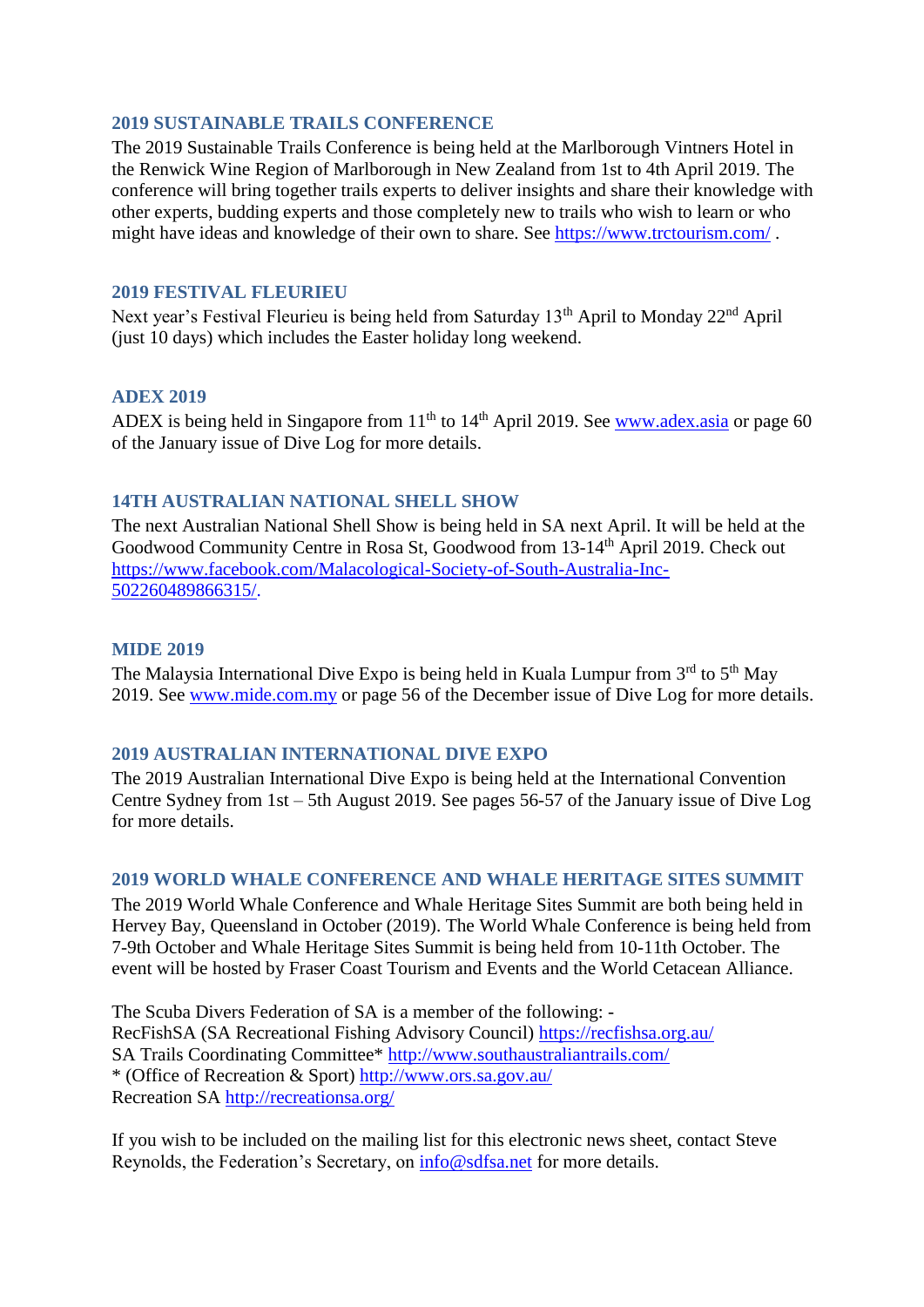## 2019 SUSTAINABLE TRAILS CONFERENCE

The 2019 Sustainable Trails Conference is being held at the Marlborough Vintners Hotel in the Renwick Wine Region of Marlborough in New Zealand from 1st to 4th April 2019. The conference will bring together trails experts to deliver insights and share their knowledge with other experts, budding experts and those completely new to trails who wish to learn or who might have ideas and knowledge of their own to share. See https://www.trctourism.com/ .

## 2019 FESTIVAL FLEURIEU

Next year's Festival Fleurieu is being held from Saturday 13th April to Monday 22nd April (just 10 days) which includes the Easter holiday long weekend.

## ADEX 2019

ADEX is being held in Singapore from 11th to 14th April 2019. See www.adex.asia or page 60 of the January issue of Dive Log for more details.

## 14TH AUSTRALIAN NATIONAL SHELL SHOW

The next Australian National Shell Show is being held in SA next April. It will be held at the Goodwood Community Centre in Rosa St, Goodwood from 13-14th April 2019. Check out https://www.facebook.com/Malacological-Society-of-South-Australia-Inc-502260489866315/.

## MIDE 2019

The Malaysia International Dive Expo is being held in Kuala Lumpur from 3rd to 5th May 2019. See www.mide.com.my or page 56 of the December issue of Dive Log for more details.

## 2019 AUSTRALIAN INTERNATIONAL DIVE EXPO

The 2019 Australian International Dive Expo is being held at the International Convention Centre Sydney from 1st – 5th August 2019. See pages 56-57 of the January issue of Dive Log for more details.

## 2019 WORLD WHALE CONFERENCE AND WHALE HERITAGE SITES SUMMIT

The 2019 World Whale Conference and Whale Heritage Sites Summit are both being held in Hervey Bay, Queensland in October (2019). The World Whale Conference is being held from 7-9th October and Whale Heritage Sites Summit is being held from 10-11th October. The event will be hosted by Fraser Coast Tourism and Events and the World Cetacean Alliance.

The Scuba Divers Federation of SA is a member of the following: -
RecFishSA (SA Recreational Fishing Advisory Council) https://recfishsa.org.au/
SA Trails Coordinating Committee* http://www.southaustraliantrails.com/
* (Office of Recreation & Sport) http://www.ors.sa.gov.au/
Recreation SA http://recreationsa.org/

If you wish to be included on the mailing list for this electronic news sheet, contact Steve Reynolds, the Federation's Secretary, on info@sdfsa.net for more details.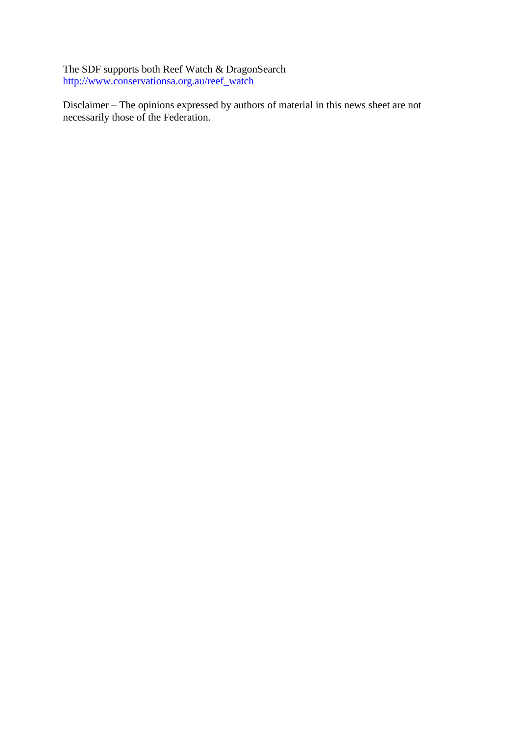The SDF supports both Reef Watch & DragonSearch
http://www.conservationsa.org.au/reef_watch

Disclaimer – The opinions expressed by authors of material in this news sheet are not necessarily those of the Federation.